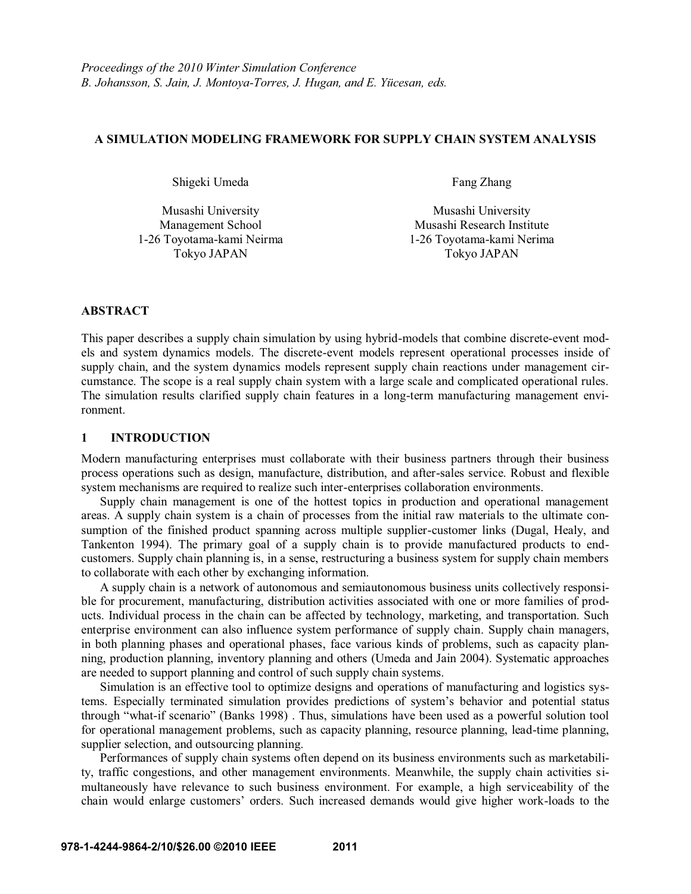*Proceedings of the 2010 Winter Simulation Conference*
*B. Johansson, S. Jain, J. Montoya-Torres, J. Hugan, and E. Yücesan, eds.*

# A SIMULATION MODELING FRAMEWORK FOR SUPPLY CHAIN SYSTEM ANALYSIS

Shigeki Umeda

Musashi University
Management School
1-26 Toyotama-kami Neirma
Tokyo JAPAN

Fang Zhang

Musashi University
Musashi Research Institute
1-26 Toyotama-kami Nerima
Tokyo JAPAN

## ABSTRACT

This paper describes a supply chain simulation by using hybrid-models that combine discrete-event models and system dynamics models. The discrete-event models represent operational processes inside of supply chain, and the system dynamics models represent supply chain reactions under management circumstance. The scope is a real supply chain system with a large scale and complicated operational rules. The simulation results clarified supply chain features in a long-term manufacturing management environment.

## 1 INTRODUCTION

Modern manufacturing enterprises must collaborate with their business partners through their business process operations such as design, manufacture, distribution, and after-sales service. Robust and flexible system mechanisms are required to realize such inter-enterprises collaboration environments.

Supply chain management is one of the hottest topics in production and operational management areas. A supply chain system is a chain of processes from the initial raw materials to the ultimate consumption of the finished product spanning across multiple supplier-customer links (Dugal, Healy, and Tankenton 1994). The primary goal of a supply chain is to provide manufactured products to end-customers. Supply chain planning is, in a sense, restructuring a business system for supply chain members to collaborate with each other by exchanging information.

A supply chain is a network of autonomous and semiautonomous business units collectively responsible for procurement, manufacturing, distribution activities associated with one or more families of products. Individual process in the chain can be affected by technology, marketing, and transportation. Such enterprise environment can also influence system performance of supply chain. Supply chain managers, in both planning phases and operational phases, face various kinds of problems, such as capacity planning, production planning, inventory planning and others (Umeda and Jain 2004). Systematic approaches are needed to support planning and control of such supply chain systems.

Simulation is an effective tool to optimize designs and operations of manufacturing and logistics systems. Especially terminated simulation provides predictions of system's behavior and potential status through "what-if scenario" (Banks 1998) . Thus, simulations have been used as a powerful solution tool for operational management problems, such as capacity planning, resource planning, lead-time planning, supplier selection, and outsourcing planning.

Performances of supply chain systems often depend on its business environments such as marketability, traffic congestions, and other management environments. Meanwhile, the supply chain activities simultaneously have relevance to such business environment. For example, a high serviceability of the chain would enlarge customers' orders. Such increased demands would give higher work-loads to the

978-1-4244-9864-2/10/$26.00 ©2010 IEEE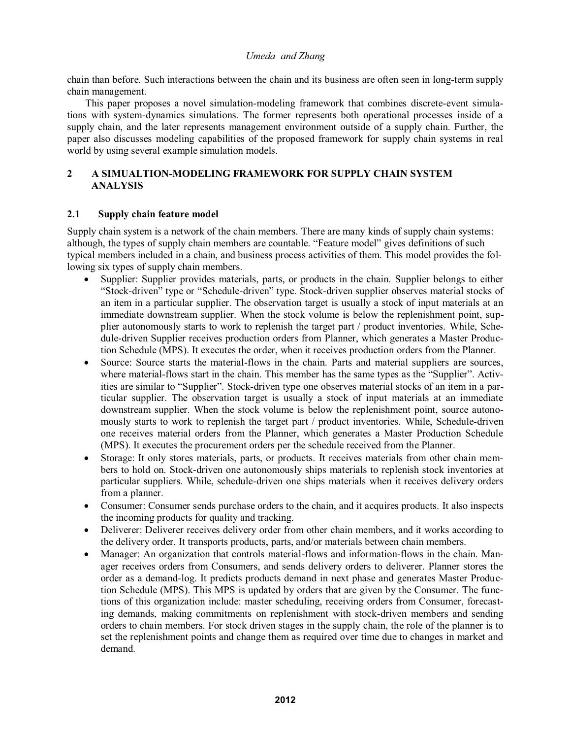chain than before. Such interactions between the chain and its business are often seen in long-term supply chain management.

This paper proposes a novel simulation-modeling framework that combines discrete-event simulations with system-dynamics simulations. The former represents both operational processes inside of a supply chain, and the later represents management environment outside of a supply chain. Further, the paper also discusses modeling capabilities of the proposed framework for supply chain systems in real world by using several example simulation models.

## 2 A SIMUALTION-MODELING FRAMEWORK FOR SUPPLY CHAIN SYSTEM ANALYSIS

### 2.1 Supply chain feature model

Supply chain system is a network of the chain members. There are many kinds of supply chain systems: although, the types of supply chain members are countable. "Feature model" gives definitions of such typical members included in a chain, and business process activities of them. This model provides the following six types of supply chain members.

- Supplier: Supplier provides materials, parts, or products in the chain. Supplier belongs to either "Stock-driven" type or "Schedule-driven" type. Stock-driven supplier observes material stocks of an item in a particular supplier. The observation target is usually a stock of input materials at an immediate downstream supplier. When the stock volume is below the replenishment point, supplier autonomously starts to work to replenish the target part / product inventories. While, Schedule-driven Supplier receives production orders from Planner, which generates a Master Production Schedule (MPS). It executes the order, when it receives production orders from the Planner.
- Source: Source starts the material-flows in the chain. Parts and material suppliers are sources, where material-flows start in the chain. This member has the same types as the "Supplier". Activities are similar to "Supplier". Stock-driven type one observes material stocks of an item in a particular supplier. The observation target is usually a stock of input materials at an immediate downstream supplier. When the stock volume is below the replenishment point, source autonomously starts to work to replenish the target part / product inventories. While, Schedule-driven one receives material orders from the Planner, which generates a Master Production Schedule (MPS). It executes the procurement orders per the schedule received from the Planner.
- Storage: It only stores materials, parts, or products. It receives materials from other chain members to hold on. Stock-driven one autonomously ships materials to replenish stock inventories at particular suppliers. While, schedule-driven one ships materials when it receives delivery orders from a planner.
- Consumer: Consumer sends purchase orders to the chain, and it acquires products. It also inspects the incoming products for quality and tracking.
- Deliverer: Deliverer receives delivery order from other chain members, and it works according to the delivery order. It transports products, parts, and/or materials between chain members.
- Manager: An organization that controls material-flows and information-flows in the chain. Manager receives orders from Consumers, and sends delivery orders to deliverer. Planner stores the order as a demand-log. It predicts products demand in next phase and generates Master Production Schedule (MPS). This MPS is updated by orders that are given by the Consumer. The functions of this organization include: master scheduling, receiving orders from Consumer, forecasting demands, making commitments on replenishment with stock-driven members and sending orders to chain members. For stock driven stages in the supply chain, the role of the planner is to set the replenishment points and change them as required over time due to changes in market and demand.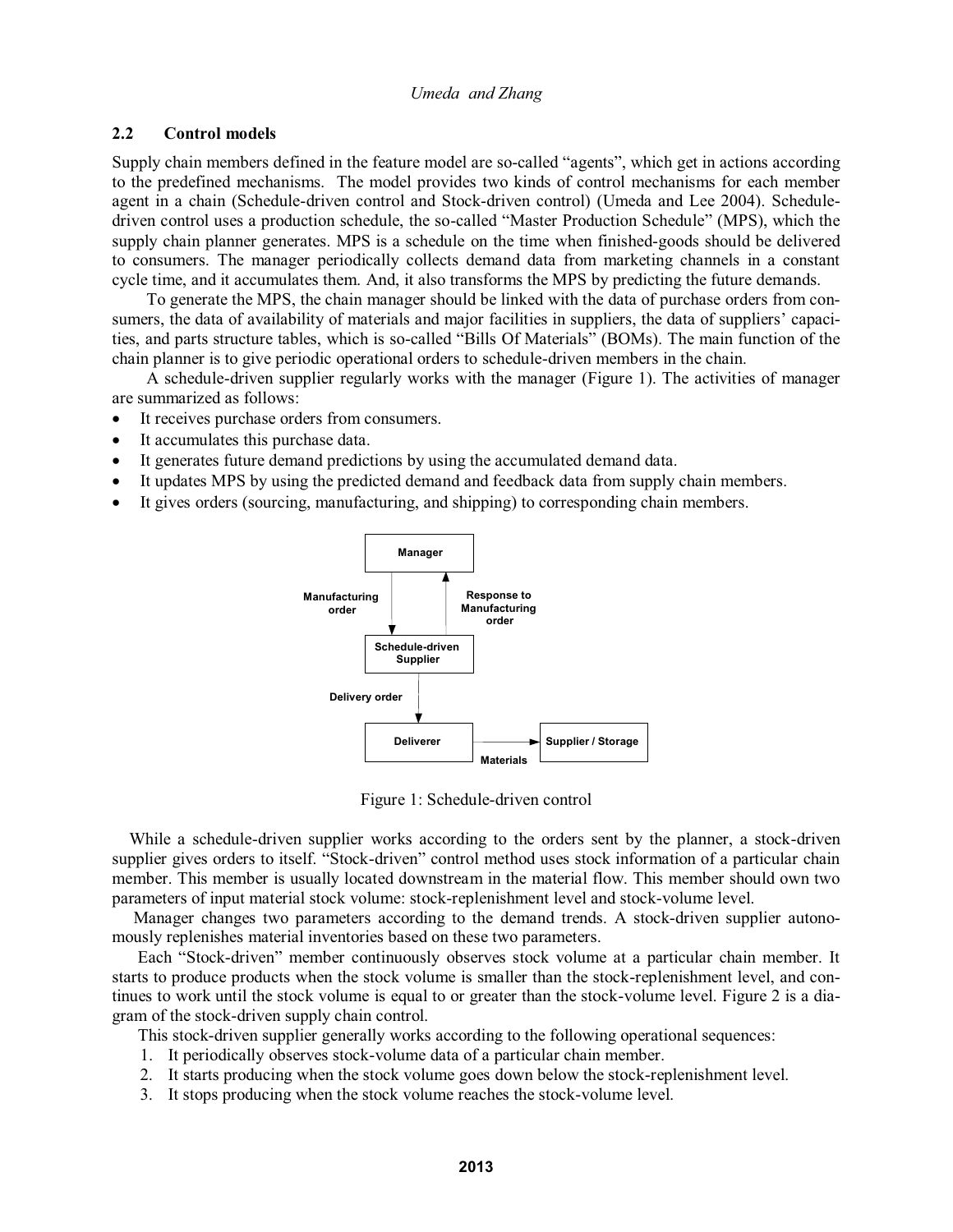### 2.2 Control models

Supply chain members defined in the feature model are so-called "agents", which get in actions according to the predefined mechanisms. The model provides two kinds of control mechanisms for each member agent in a chain (Schedule-driven control and Stock-driven control) (Umeda and Lee 2004). Schedule-driven control uses a production schedule, the so-called "Master Production Schedule" (MPS), which the supply chain planner generates. MPS is a schedule on the time when finished-goods should be delivered to consumers. The manager periodically collects demand data from marketing channels in a constant cycle time, and it accumulates them. And, it also transforms the MPS by predicting the future demands.

To generate the MPS, the chain manager should be linked with the data of purchase orders from consumers, the data of availability of materials and major facilities in suppliers, the data of suppliers' capacities, and parts structure tables, which is so-called "Bills Of Materials" (BOMs). The main function of the chain planner is to give periodic operational orders to schedule-driven members in the chain.

A schedule-driven supplier regularly works with the manager (Figure 1). The activities of manager are summarized as follows:

- It receives purchase orders from consumers.
- It accumulates this purchase data.
- It generates future demand predictions by using the accumulated demand data.
- It updates MPS by using the predicted demand and feedback data from supply chain members.
- It gives orders (sourcing, manufacturing, and shipping) to corresponding chain members.

Manager

Manufacturing order

Response to Manufacturing order

Schedule-driven Supplier

Delivery order

Deliverer

Materials

Supplier / Storage

Figure 1: Schedule-driven control

While a schedule-driven supplier works according to the orders sent by the planner, a stock-driven supplier gives orders to itself. "Stock-driven" control method uses stock information of a particular chain member. This member is usually located downstream in the material flow. This member should own two parameters of input material stock volume: stock-replenishment level and stock-volume level.

Manager changes two parameters according to the demand trends. A stock-driven supplier autonomously replenishes material inventories based on these two parameters.

Each "Stock-driven" member continuously observes stock volume at a particular chain member. It starts to produce products when the stock volume is smaller than the stock-replenishment level, and continues to work until the stock volume is equal to or greater than the stock-volume level. Figure 2 is a diagram of the stock-driven supply chain control.

This stock-driven supplier generally works according to the following operational sequences:

1. It periodically observes stock-volume data of a particular chain member.
2. It starts producing when the stock volume goes down below the stock-replenishment level.
3. It stops producing when the stock volume reaches the stock-volume level.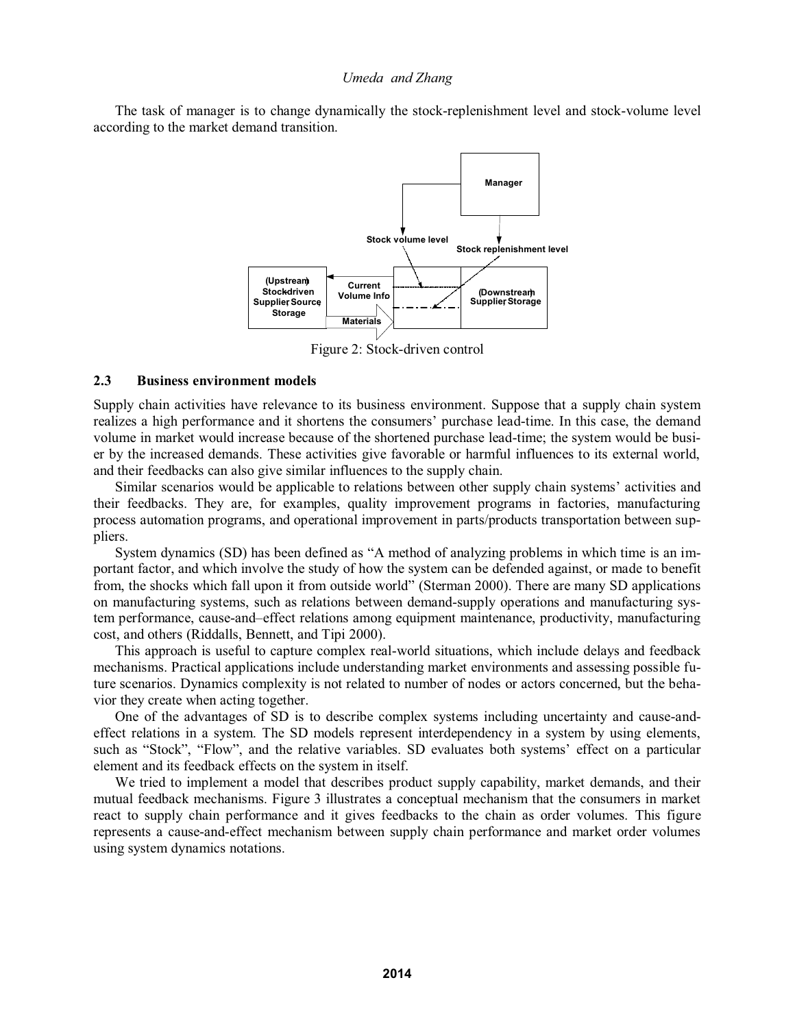The task of manager is to change dynamically the stock-replenishment level and stock-volume level according to the market demand transition.

Figure 2: Stock-driven control

### 2.3 Business environment models

Supply chain activities have relevance to its business environment. Suppose that a supply chain system realizes a high performance and it shortens the consumers' purchase lead-time. In this case, the demand volume in market would increase because of the shortened purchase lead-time; the system would be busier by the increased demands. These activities give favorable or harmful influences to its external world, and their feedbacks can also give similar influences to the supply chain.

Similar scenarios would be applicable to relations between other supply chain systems' activities and their feedbacks. They are, for examples, quality improvement programs in factories, manufacturing process automation programs, and operational improvement in parts/products transportation between suppliers.

System dynamics (SD) has been defined as "A method of analyzing problems in which time is an important factor, and which involve the study of how the system can be defended against, or made to benefit from, the shocks which fall upon it from outside world" (Sterman 2000). There are many SD applications on manufacturing systems, such as relations between demand-supply operations and manufacturing system performance, cause-and–effect relations among equipment maintenance, productivity, manufacturing cost, and others (Riddalls, Bennett, and Tipi 2000).

This approach is useful to capture complex real-world situations, which include delays and feedback mechanisms. Practical applications include understanding market environments and assessing possible future scenarios. Dynamics complexity is not related to number of nodes or actors concerned, but the behavior they create when acting together.

One of the advantages of SD is to describe complex systems including uncertainty and cause-and-effect relations in a system. The SD models represent interdependency in a system by using elements, such as "Stock", "Flow", and the relative variables. SD evaluates both systems' effect on a particular element and its feedback effects on the system in itself.

We tried to implement a model that describes product supply capability, market demands, and their mutual feedback mechanisms. Figure 3 illustrates a conceptual mechanism that the consumers in market react to supply chain performance and it gives feedbacks to the chain as order volumes. This figure represents a cause-and-effect mechanism between supply chain performance and market order volumes using system dynamics notations.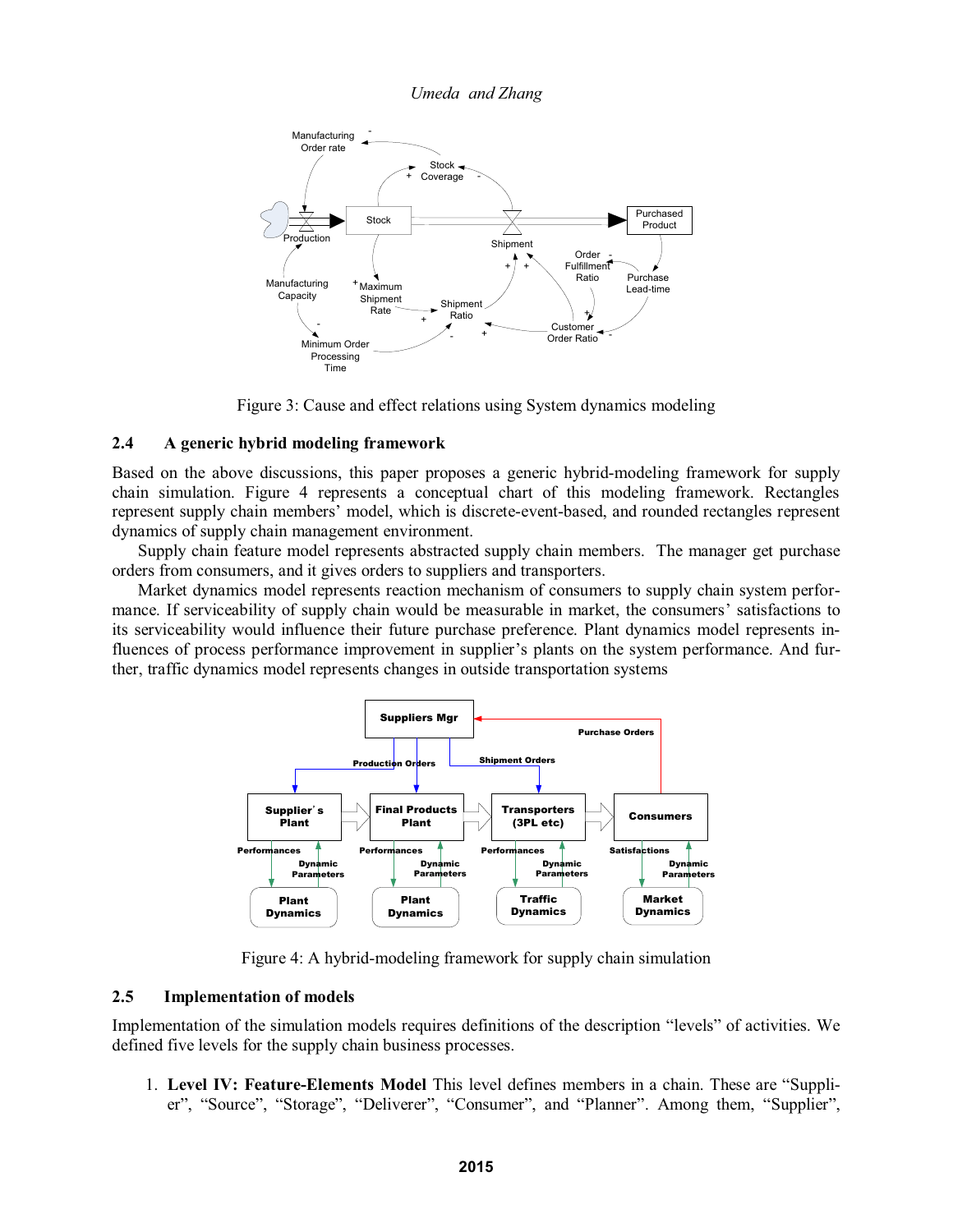Figure 3: Cause and effect relations using System dynamics modeling

### 2.4 A generic hybrid modeling framework

Based on the above discussions, this paper proposes a generic hybrid-modeling framework for supply chain simulation. Figure 4 represents a conceptual chart of this modeling framework. Rectangles represent supply chain members' model, which is discrete-event-based, and rounded rectangles represent dynamics of supply chain management environment.

Supply chain feature model represents abstracted supply chain members. The manager get purchase orders from consumers, and it gives orders to suppliers and transporters.

Market dynamics model represents reaction mechanism of consumers to supply chain system performance. If serviceability of supply chain would be measurable in market, the consumers' satisfactions to its serviceability would influence their future purchase preference. Plant dynamics model represents influences of process performance improvement in supplier's plants on the system performance. And further, traffic dynamics model represents changes in outside transportation systems

Figure 4: A hybrid-modeling framework for supply chain simulation

### 2.5 Implementation of models

Implementation of the simulation models requires definitions of the description "levels" of activities. We defined five levels for the supply chain business processes.

1. **Level IV: Feature-Elements Model** This level defines members in a chain. These are "Supplier", "Source", "Storage", "Deliverer", "Consumer", and "Planner". Among them, "Supplier",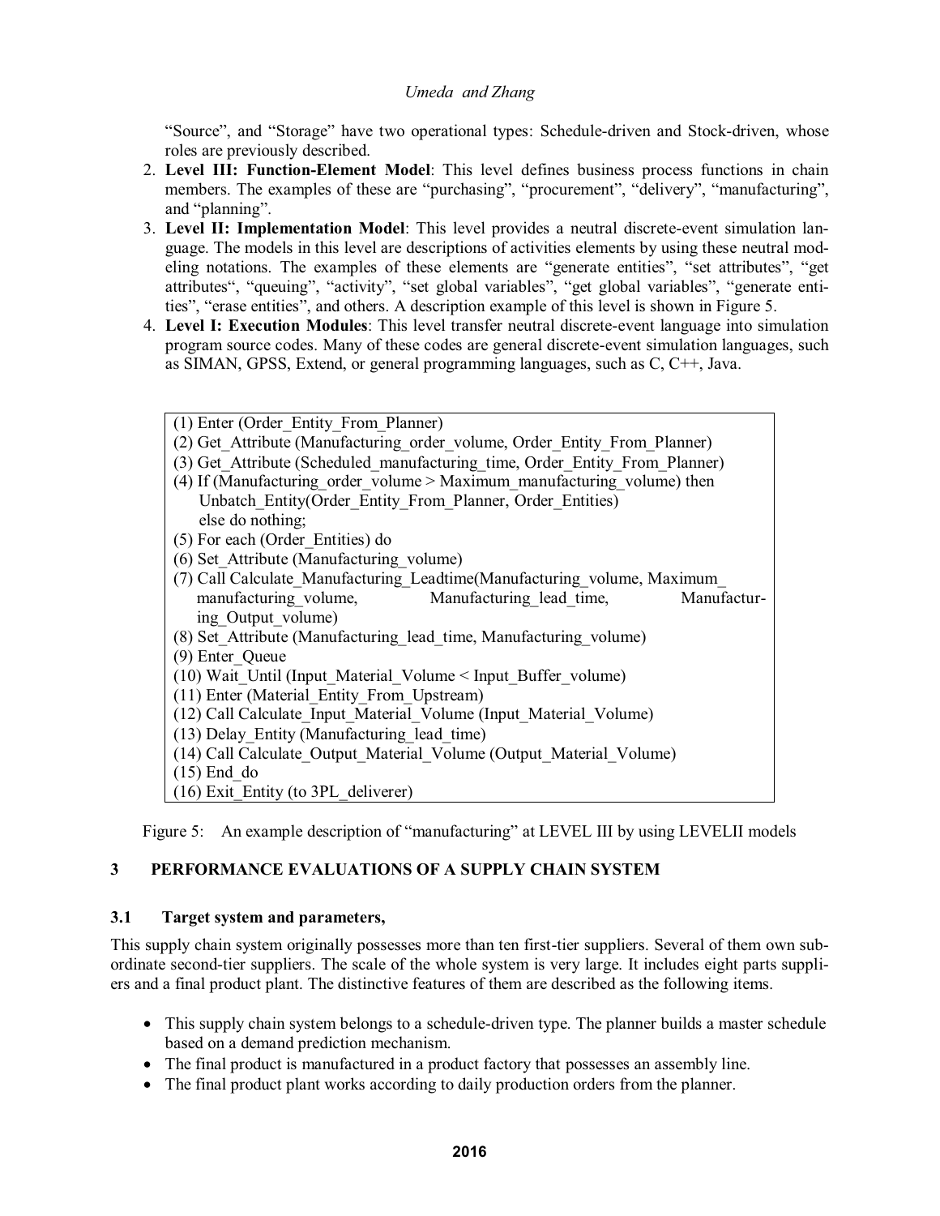"Source", and "Storage" have two operational types: Schedule-driven and Stock-driven, whose roles are previously described.

2. **Level III: Function-Element Model**: This level defines business process functions in chain members. The examples of these are "purchasing", "procurement", "delivery", "manufacturing", and "planning".
3. **Level II: Implementation Model**: This level provides a neutral discrete-event simulation language. The models in this level are descriptions of activities elements by using these neutral modeling notations. The examples of these elements are "generate entities", "set attributes", "get attributes", "queuing", "activity", "set global variables", "get global variables", "generate entities", "erase entities", and others. A description example of this level is shown in Figure 5.
4. **Level I: Execution Modules**: This level transfer neutral discrete-event language into simulation program source codes. Many of these codes are general discrete-event simulation languages, such as SIMAN, GPSS, Extend, or general programming languages, such as C, C++, Java.

```
(1) Enter (Order_Entity_From_Planner)
(2) Get_Attribute (Manufacturing_order_volume, Order_Entity_From_Planner)
(3) Get_Attribute (Scheduled_manufacturing_time, Order_Entity_From_Planner)
(4) If (Manufacturing_order_volume > Maximum_manufacturing_volume) then
    Unbatch_Entity(Order_Entity_From_Planner, Order_Entities)
    else do nothing;
(5) For each (Order_Entities) do
(6) Set_Attribute (Manufacturing_volume)
(7) Call Calculate_Manufacturing_Leadtime(Manufacturing_volume, Maximum_
    manufacturing_volume, Manufacturing_lead_time, Manufacturing_Output_volume)
(8) Set_Attribute (Manufacturing_lead_time, Manufacturing_volume)
(9) Enter_Queue
(10) Wait_Until (Input_Material_Volume < Input_Buffer_volume)
(11) Enter (Material_Entity_From_Upstream)
(12) Call Calculate_Input_Material_Volume (Input_Material_Volume)
(13) Delay_Entity (Manufacturing_lead_time)
(14) Call Calculate_Output_Material_Volume (Output_Material_Volume)
(15) End_do
(16) Exit_Entity (to 3PL_deliverer)
```

Figure 5: An example description of "manufacturing" at LEVEL III by using LEVELII models

## 3 PERFORMANCE EVALUATIONS OF A SUPPLY CHAIN SYSTEM

### 3.1 Target system and parameters,

This supply chain system originally possesses more than ten first-tier suppliers. Several of them own subordinate second-tier suppliers. The scale of the whole system is very large. It includes eight parts suppliers and a final product plant. The distinctive features of them are described as the following items.

- This supply chain system belongs to a schedule-driven type. The planner builds a master schedule based on a demand prediction mechanism.
- The final product is manufactured in a product factory that possesses an assembly line.
- The final product plant works according to daily production orders from the planner.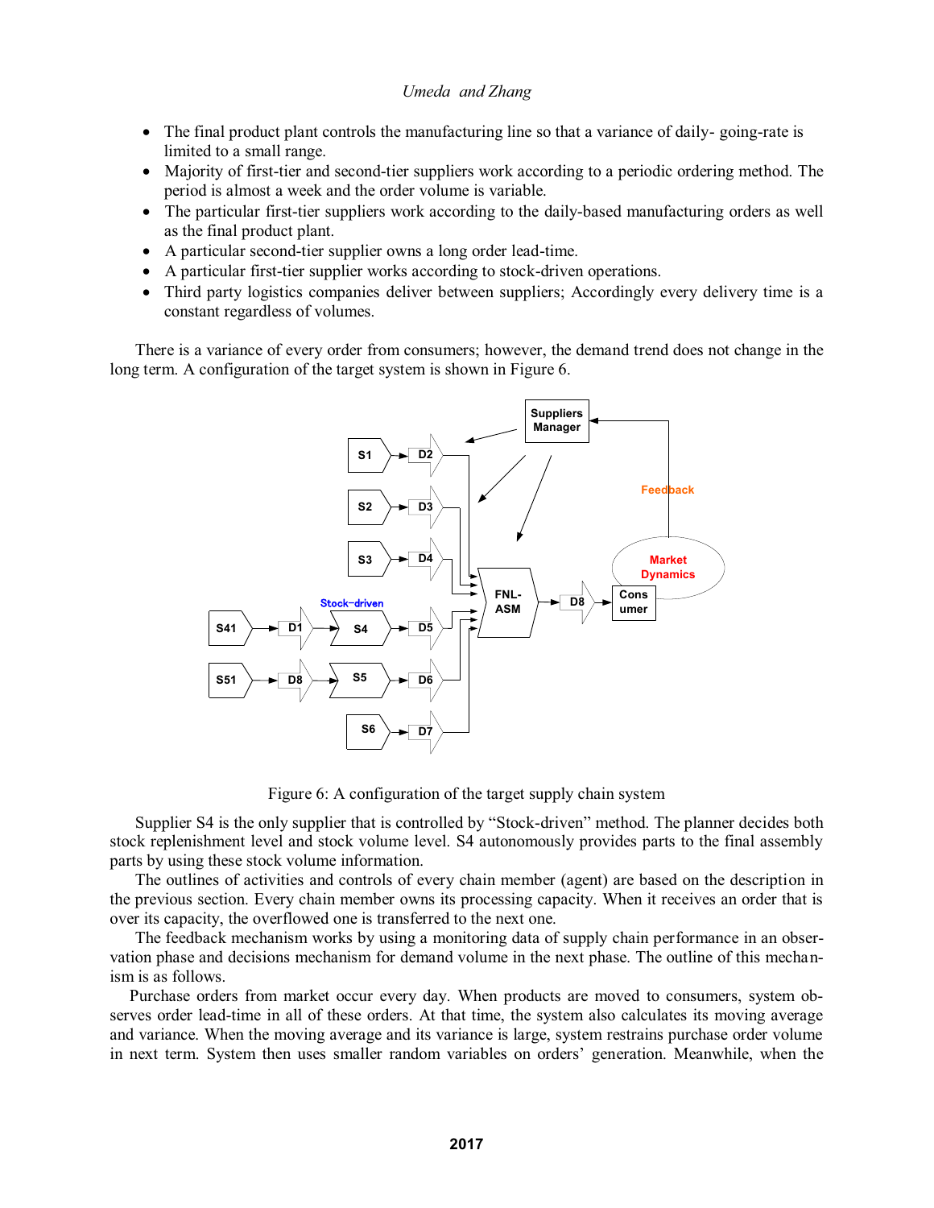- The final product plant controls the manufacturing line so that a variance of daily- going-rate is limited to a small range.
- Majority of first-tier and second-tier suppliers work according to a periodic ordering method. The period is almost a week and the order volume is variable.
- The particular first-tier suppliers work according to the daily-based manufacturing orders as well as the final product plant.
- A particular second-tier supplier owns a long order lead-time.
- A particular first-tier supplier works according to stock-driven operations.
- Third party logistics companies deliver between suppliers; Accordingly every delivery time is a constant regardless of volumes.

There is a variance of every order from consumers; however, the demand trend does not change in the long term. A configuration of the target system is shown in Figure 6.

Figure 6: A configuration of the target supply chain system

Supplier S4 is the only supplier that is controlled by "Stock-driven" method. The planner decides both stock replenishment level and stock volume level. S4 autonomously provides parts to the final assembly parts by using these stock volume information.

The outlines of activities and controls of every chain member (agent) are based on the description in the previous section. Every chain member owns its processing capacity. When it receives an order that is over its capacity, the overflowed one is transferred to the next one.

The feedback mechanism works by using a monitoring data of supply chain performance in an observation phase and decisions mechanism for demand volume in the next phase. The outline of this mechanism is as follows.

Purchase orders from market occur every day. When products are moved to consumers, system observes order lead-time in all of these orders. At that time, the system also calculates its moving average and variance. When the moving average and its variance is large, system restrains purchase order volume in next term. System then uses smaller random variables on orders' generation. Meanwhile, when the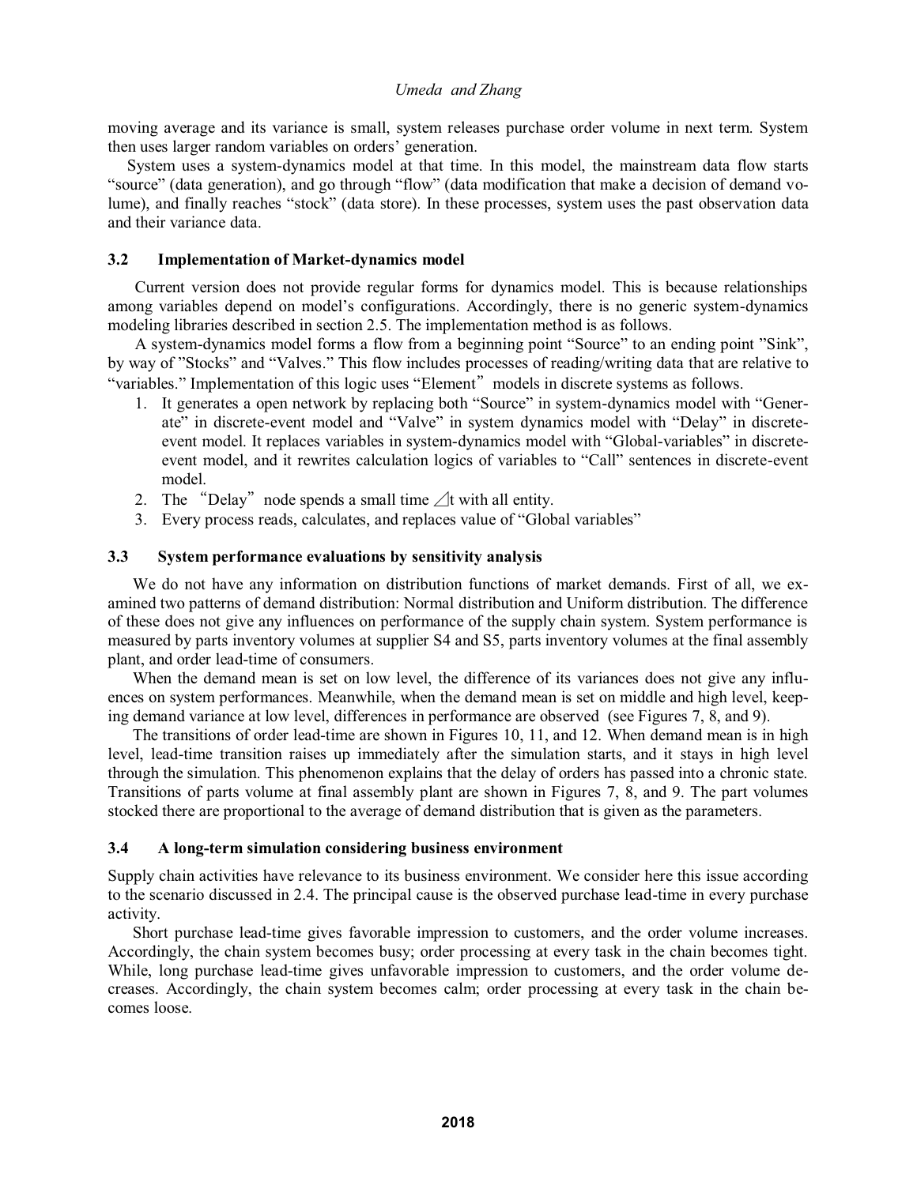moving average and its variance is small, system releases purchase order volume in next term. System then uses larger random variables on orders' generation.

System uses a system-dynamics model at that time. In this model, the mainstream data flow starts "source" (data generation), and go through "flow" (data modification that make a decision of demand volume), and finally reaches "stock" (data store). In these processes, system uses the past observation data and their variance data.

### 3.2 Implementation of Market-dynamics model

Current version does not provide regular forms for dynamics model. This is because relationships among variables depend on model's configurations. Accordingly, there is no generic system-dynamics modeling libraries described in section 2.5. The implementation method is as follows.

A system-dynamics model forms a flow from a beginning point "Source" to an ending point "Sink", by way of "Stocks" and "Valves." This flow includes processes of reading/writing data that are relative to "variables." Implementation of this logic uses "Element" models in discrete systems as follows.

1. It generates a open network by replacing both "Source" in system-dynamics model with "Generate" in discrete-event model and "Valve" in system dynamics model with "Delay" in discrete-event model. It replaces variables in system-dynamics model with "Global-variables" in discrete-event model, and it rewrites calculation logics of variables to "Call" sentences in discrete-event model.
2. The "Delay" node spends a small time $\triangle$t with all entity.
3. Every process reads, calculates, and replaces value of "Global variables"

### 3.3 System performance evaluations by sensitivity analysis

We do not have any information on distribution functions of market demands. First of all, we examined two patterns of demand distribution: Normal distribution and Uniform distribution. The difference of these does not give any influences on performance of the supply chain system. System performance is measured by parts inventory volumes at supplier S4 and S5, parts inventory volumes at the final assembly plant, and order lead-time of consumers.

When the demand mean is set on low level, the difference of its variances does not give any influences on system performances. Meanwhile, when the demand mean is set on middle and high level, keeping demand variance at low level, differences in performance are observed (see Figures 7, 8, and 9).

The transitions of order lead-time are shown in Figures 10, 11, and 12. When demand mean is in high level, lead-time transition raises up immediately after the simulation starts, and it stays in high level through the simulation. This phenomenon explains that the delay of orders has passed into a chronic state. Transitions of parts volume at final assembly plant are shown in Figures 7, 8, and 9. The part volumes stocked there are proportional to the average of demand distribution that is given as the parameters.

### 3.4 A long-term simulation considering business environment

Supply chain activities have relevance to its business environment. We consider here this issue according to the scenario discussed in 2.4. The principal cause is the observed purchase lead-time in every purchase activity.

Short purchase lead-time gives favorable impression to customers, and the order volume increases. Accordingly, the chain system becomes busy; order processing at every task in the chain becomes tight. While, long purchase lead-time gives unfavorable impression to customers, and the order volume decreases. Accordingly, the chain system becomes calm; order processing at every task in the chain becomes loose.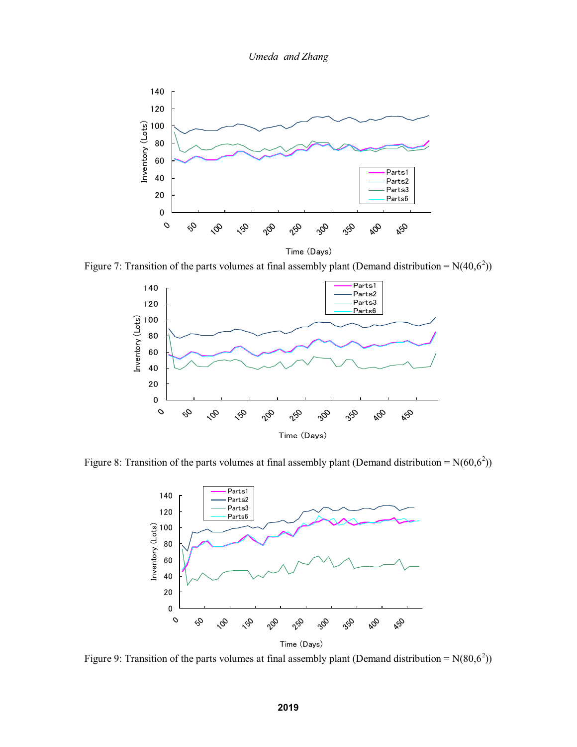Figure 7: Transition of the parts volumes at final assembly plant (Demand distribution = $N(40,6^2)$)

Figure 8: Transition of the parts volumes at final assembly plant (Demand distribution = $N(60,6^2)$)

Figure 9: Transition of the parts volumes at final assembly plant (Demand distribution = $N(80,6^2)$)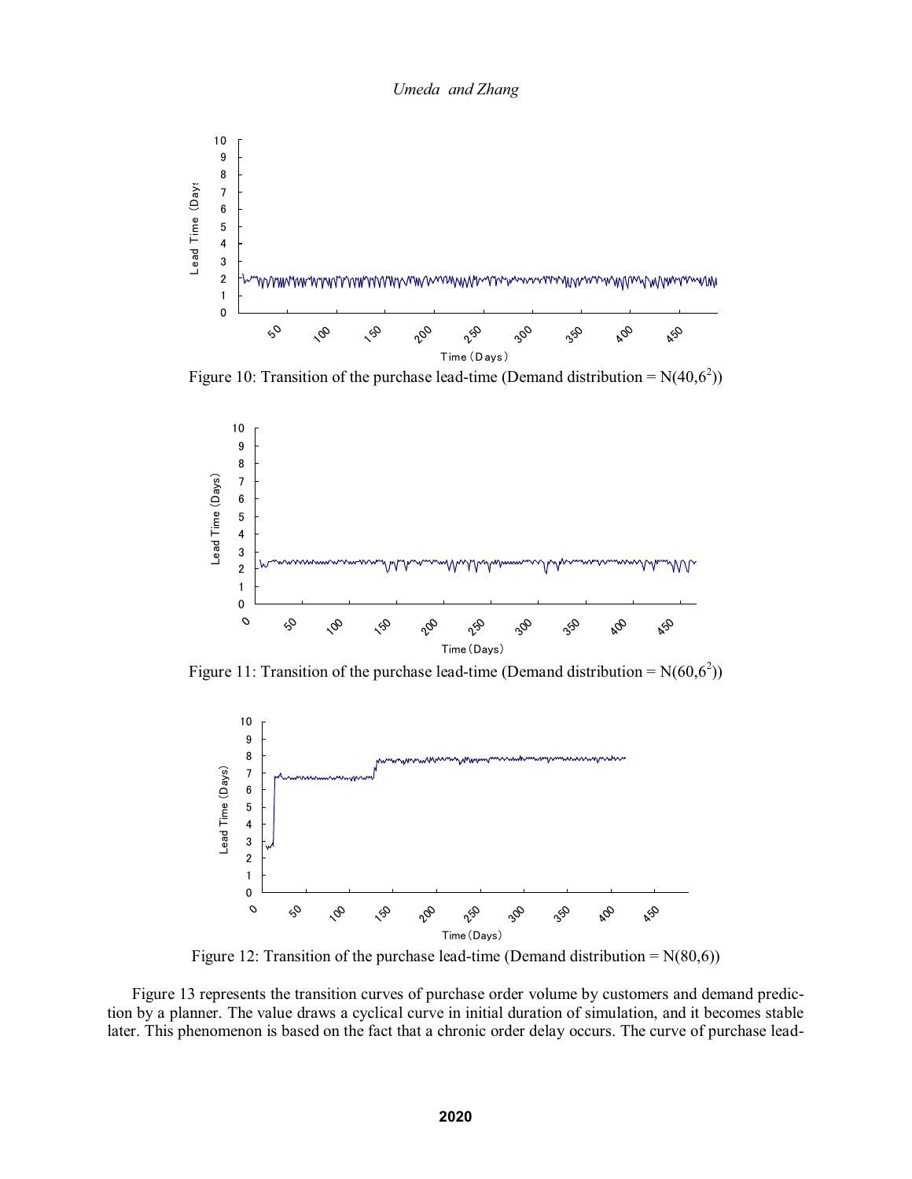Figure 10: Transition of the purchase lead-time (Demand distribution = $N(40,6^2)$)

Figure 11: Transition of the purchase lead-time (Demand distribution = $N(60,6^2)$)

Figure 12: Transition of the purchase lead-time (Demand distribution = $N(80,6)$)

Figure 13 represents the transition curves of purchase order volume by customers and demand prediction by a planner. The value draws a cyclical curve in initial duration of simulation, and it becomes stable later. This phenomenon is based on the fact that a chronic order delay occurs. The curve of purchase lead-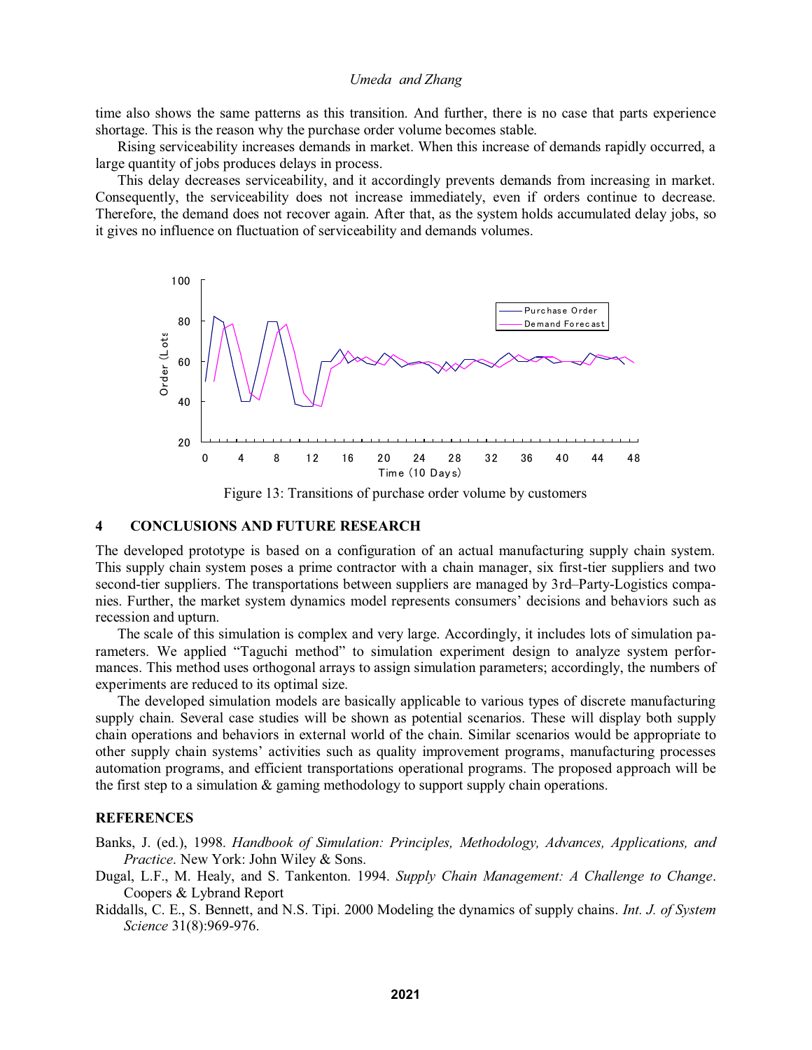time also shows the same patterns as this transition. And further, there is no case that parts experience shortage. This is the reason why the purchase order volume becomes stable.

Rising serviceability increases demands in market. When this increase of demands rapidly occurred, a large quantity of jobs produces delays in process.

This delay decreases serviceability, and it accordingly prevents demands from increasing in market. Consequently, the serviceability does not increase immediately, even if orders continue to decrease. Therefore, the demand does not recover again. After that, as the system holds accumulated delay jobs, so it gives no influence on fluctuation of serviceability and demands volumes.

Figure 13: Transitions of purchase order volume by customers

## 4 CONCLUSIONS AND FUTURE RESEARCH

The developed prototype is based on a configuration of an actual manufacturing supply chain system. This supply chain system poses a prime contractor with a chain manager, six first-tier suppliers and two second-tier suppliers. The transportations between suppliers are managed by 3rd–Party-Logistics companies. Further, the market system dynamics model represents consumers' decisions and behaviors such as recession and upturn.

The scale of this simulation is complex and very large. Accordingly, it includes lots of simulation parameters. We applied "Taguchi method" to simulation experiment design to analyze system performances. This method uses orthogonal arrays to assign simulation parameters; accordingly, the numbers of experiments are reduced to its optimal size.

The developed simulation models are basically applicable to various types of discrete manufacturing supply chain. Several case studies will be shown as potential scenarios. These will display both supply chain operations and behaviors in external world of the chain. Similar scenarios would be appropriate to other supply chain systems' activities such as quality improvement programs, manufacturing processes automation programs, and efficient transportations operational programs. The proposed approach will be the first step to a simulation & gaming methodology to support supply chain operations.

## REFERENCES

Banks, J. (ed.), 1998. *Handbook of Simulation: Principles, Methodology, Advances, Applications, and Practice*. New York: John Wiley & Sons.

Dugal, L.F., M. Healy, and S. Tankenton. 1994. *Supply Chain Management: A Challenge to Change*. Coopers & Lybrand Report

Riddalls, C. E., S. Bennett, and N.S. Tipi. 2000 Modeling the dynamics of supply chains. *Int. J. of System Science* 31(8):969-976.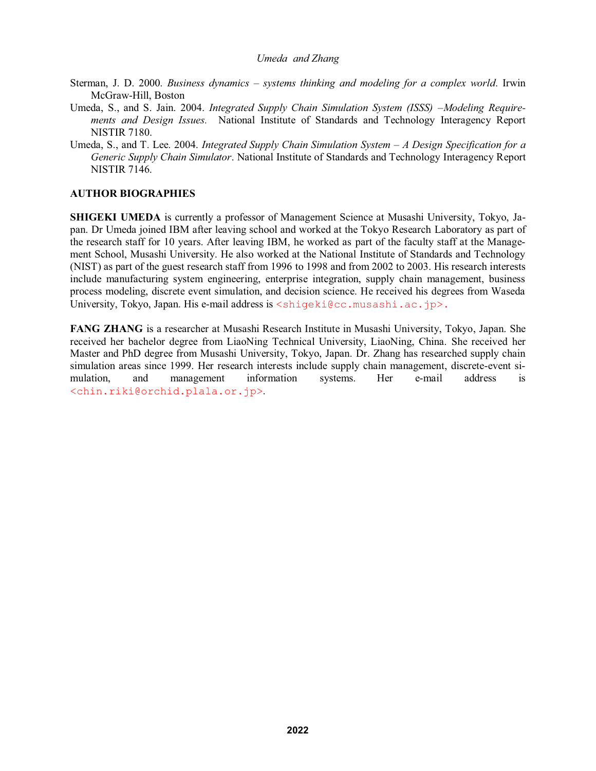Sterman, J. D. 2000. *Business dynamics – systems thinking and modeling for a complex world*. Irwin McGraw-Hill, Boston

Umeda, S., and S. Jain. 2004. *Integrated Supply Chain Simulation System (ISSS) –Modeling Requirements and Design Issues.* National Institute of Standards and Technology Interagency Report NISTIR 7180.

Umeda, S., and T. Lee. 2004. *Integrated Supply Chain Simulation System – A Design Specification for a Generic Supply Chain Simulator*. National Institute of Standards and Technology Interagency Report NISTIR 7146.

## AUTHOR BIOGRAPHIES

**SHIGEKI UMEDA** is currently a professor of Management Science at Musashi University, Tokyo, Japan. Dr Umeda joined IBM after leaving school and worked at the Tokyo Research Laboratory as part of the research staff for 10 years. After leaving IBM, he worked as part of the faculty staff at the Management School, Musashi University. He also worked at the National Institute of Standards and Technology (NIST) as part of the guest research staff from 1996 to 1998 and from 2002 to 2003. His research interests include manufacturing system engineering, enterprise integration, supply chain management, business process modeling, discrete event simulation, and decision science. He received his degrees from Waseda University, Tokyo, Japan. His e-mail address is <shigeki@cc.musashi.ac.jp>.

**FANG ZHANG** is a researcher at Musashi Research Institute in Musashi University, Tokyo, Japan. She received her bachelor degree from LiaoNing Technical University, LiaoNing, China. She received her Master and PhD degree from Musashi University, Tokyo, Japan. Dr. Zhang has researched supply chain simulation areas since 1999. Her research interests include supply chain management, discrete-event simulation, and management information systems. Her e-mail address is <chin.riki@orchid.plala.or.jp>.